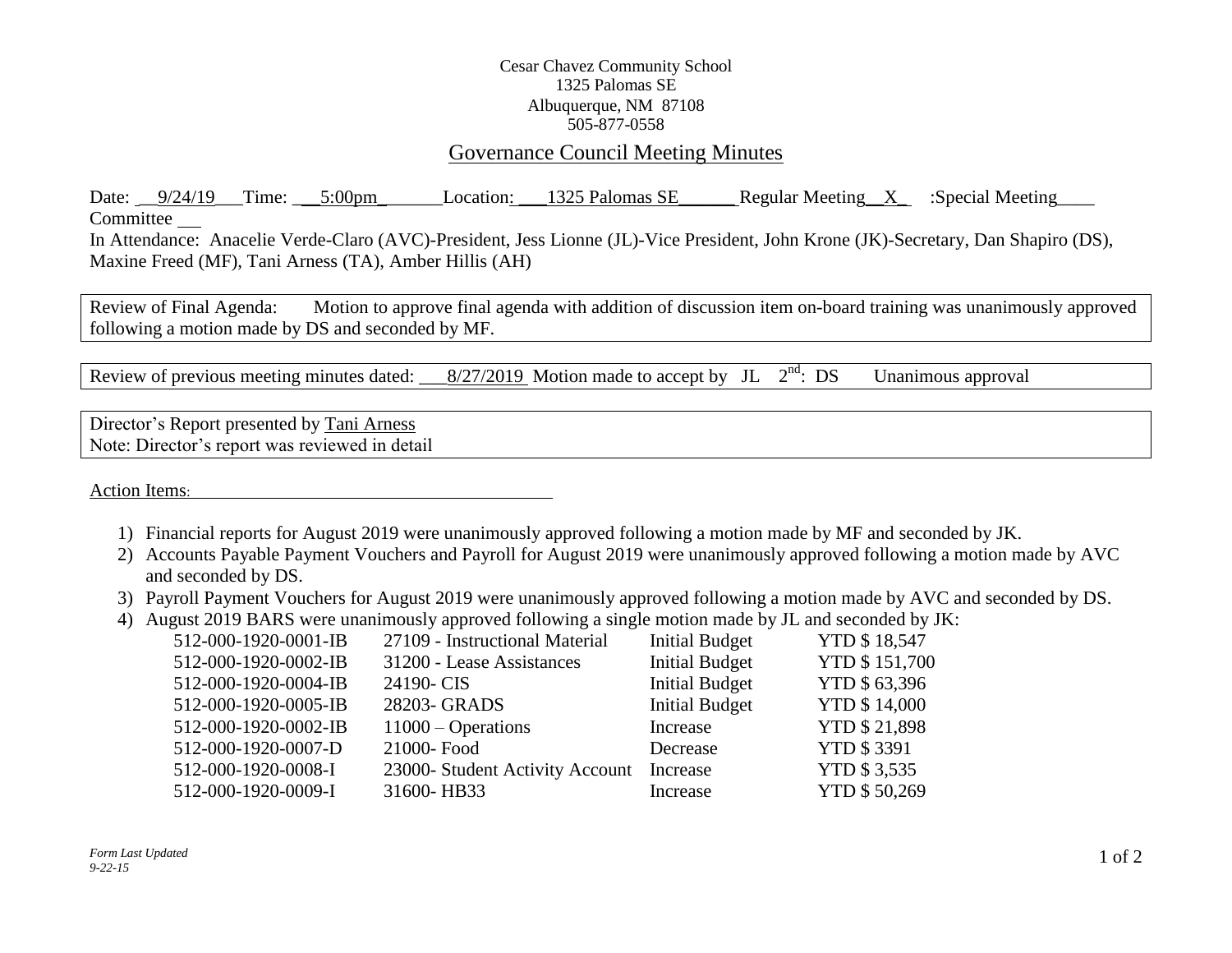Cesar Chavez Community School
1325 Palomas SE
Albuquerque, NM 87108
505-877-0558

# Governance Council Meeting Minutes

Date: 9/24/19 Time: 5:00pm Location: 1325 Palomas SE Regular Meeting X :Special Meeting____ Committee __

In Attendance: Anacelie Verde-Claro (AVC)-President, Jess Lionne (JL)-Vice President, John Krone (JK)-Secretary, Dan Shapiro (DS), Maxine Freed (MF), Tani Arness (TA), Amber Hillis (AH)

Review of Final Agenda: Motion to approve final agenda with addition of discussion item on-board training was unanimously approved following a motion made by DS and seconded by MF.

Review of previous meeting minutes dated: 8/27/2019 Motion made to accept by JL 2nd: DS Unanimous approval

Director's Report presented by Tani Arness
Note: Director's report was reviewed in detail

Action Items:

1) Financial reports for August 2019 were unanimously approved following a motion made by MF and seconded by JK.
2) Accounts Payable Payment Vouchers and Payroll for August 2019 were unanimously approved following a motion made by AVC and seconded by DS.
3) Payroll Payment Vouchers for August 2019 were unanimously approved following a motion made by AVC and seconded by DS.
4) August 2019 BARS were unanimously approved following a single motion made by JL and seconded by JK:

| | | | |
|---|---|---|---|
| 512-000-1920-0001-IB | 27109 - Instructional Material | Initial Budget | YTD $ 18,547 |
| 512-000-1920-0002-IB | 31200 - Lease Assistances | Initial Budget | YTD $ 151,700 |
| 512-000-1920-0004-IB | 24190- CIS | Initial Budget | YTD $ 63,396 |
| 512-000-1920-0005-IB | 28203- GRADS | Initial Budget | YTD $ 14,000 |
| 512-000-1920-0002-IB | 11000 – Operations | Increase | YTD $ 21,898 |
| 512-000-1920-0007-D | 21000- Food | Decrease | YTD $ 3391 |
| 512-000-1920-0008-I | 23000- Student Activity Account | Increase | YTD $ 3,535 |
| 512-000-1920-0009-I | 31600- HB33 | Increase | YTD $ 50,269 |

*Form Last Updated 9-22-15*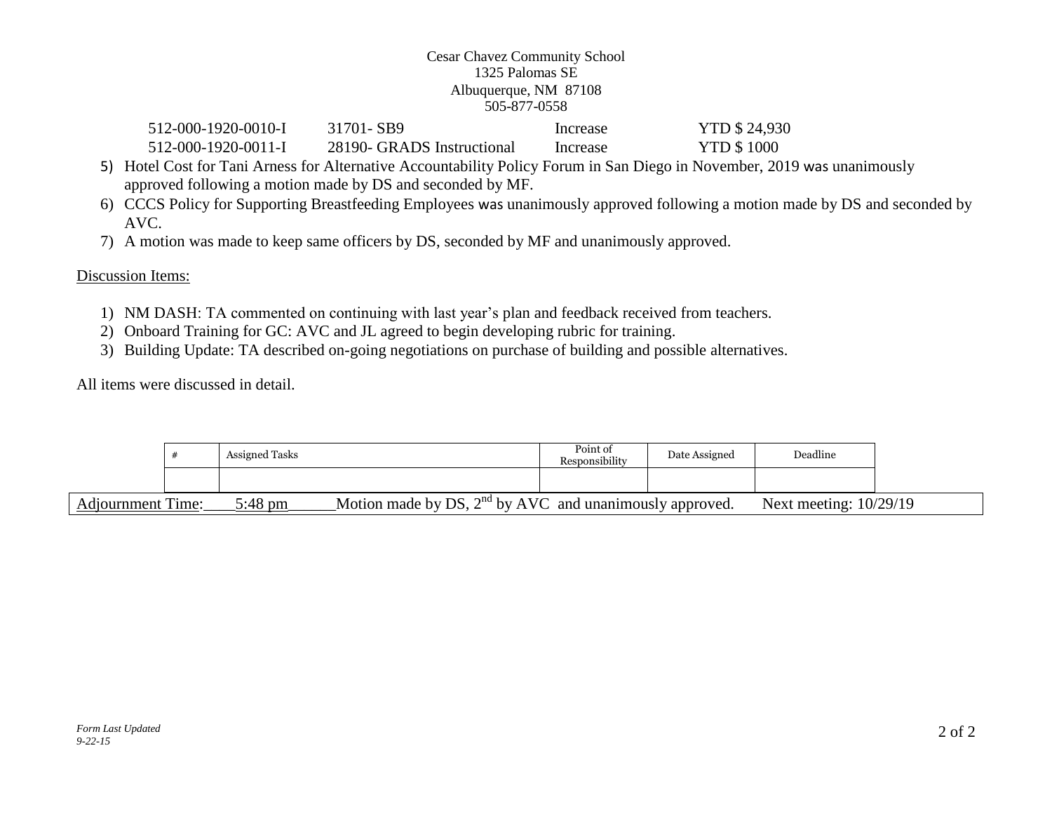Cesar Chavez Community School
1325 Palomas SE
Albuquerque, NM 87108
505-877-0558

| | | | |
|---|---|---|---|
| 512-000-1920-0010-I | 31701- SB9 | Increase | YTD $ 24,930 |
| 512-000-1920-0011-I | 28190- GRADS Instructional | Increase | YTD $ 1000 |

5) Hotel Cost for Tani Arness for Alternative Accountability Policy Forum in San Diego in November, 2019 was unanimously approved following a motion made by DS and seconded by MF.
6) CCCS Policy for Supporting Breastfeeding Employees was unanimously approved following a motion made by DS and seconded by AVC.
7) A motion was made to keep same officers by DS, seconded by MF and unanimously approved.

Discussion Items:

1) NM DASH: TA commented on continuing with last year's plan and feedback received from teachers.
2) Onboard Training for GC: AVC and JL agreed to begin developing rubric for training.
3) Building Update: TA described on-going negotiations on purchase of building and possible alternatives.

All items were discussed in detail.

| # | Assigned Tasks | Point of Responsibility | Date Assigned | Deadline |
|---|---|---|---|---|
| | | | | |

Adjournment Time: 5:48 pm Motion made by DS, 2nd by AVC and unanimously approved. Next meeting: 10/29/19

*Form Last Updated 9-22-15*